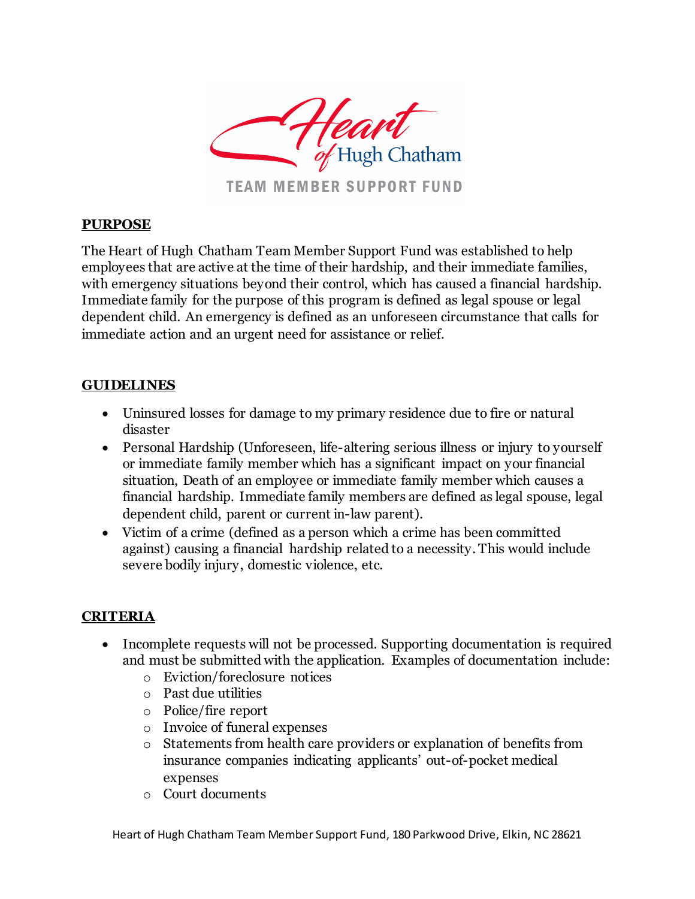# Heart of Hugh Chatham

TEAM MEMBER SUPPORT FUND

## PURPOSE

The Heart of Hugh Chatham Team Member Support Fund was established to help employees that are active at the time of their hardship, and their immediate families, with emergency situations beyond their control, which has caused a financial hardship. Immediate family for the purpose of this program is defined as legal spouse or legal dependent child. An emergency is defined as an unforeseen circumstance that calls for immediate action and an urgent need for assistance or relief.

## GUIDELINES

- Uninsured losses for damage to my primary residence due to fire or natural disaster
- Personal Hardship (Unforeseen, life-altering serious illness or injury to yourself or immediate family member which has a significant impact on your financial situation, Death of an employee or immediate family member which causes a financial hardship. Immediate family members are defined as legal spouse, legal dependent child, parent or current in-law parent).
- Victim of a crime (defined as a person which a crime has been committed against) causing a financial hardship related to a necessity. This would include severe bodily injury, domestic violence, etc.

## CRITERIA

- Incomplete requests will not be processed. Supporting documentation is required and must be submitted with the application. Examples of documentation include:
  - Eviction/foreclosure notices
  - Past due utilities
  - Police/fire report
  - Invoice of funeral expenses
  - Statements from health care providers or explanation of benefits from insurance companies indicating applicants' out-of-pocket medical expenses
  - Court documents

Heart of Hugh Chatham Team Member Support Fund, 180 Parkwood Drive, Elkin, NC 28621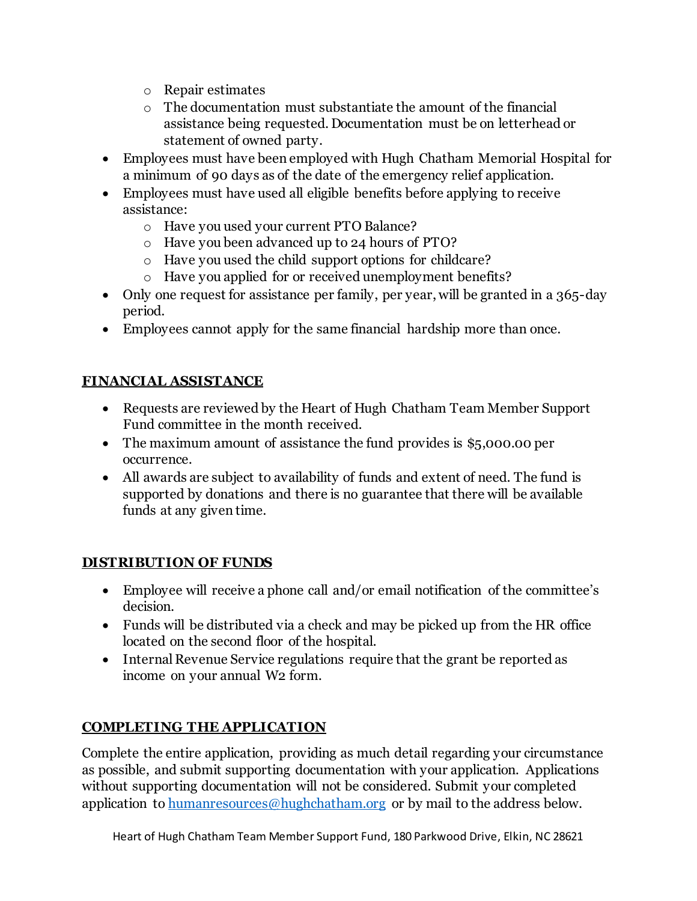- Repair estimates
  - The documentation must substantiate the amount of the financial assistance being requested. Documentation must be on letterhead or statement of owned party.
- Employees must have been employed with Hugh Chatham Memorial Hospital for a minimum of 90 days as of the date of the emergency relief application.
- Employees must have used all eligible benefits before applying to receive assistance:
  - Have you used your current PTO Balance?
  - Have you been advanced up to 24 hours of PTO?
  - Have you used the child support options for childcare?
  - Have you applied for or received unemployment benefits?
- Only one request for assistance per family, per year, will be granted in a 365-day period.
- Employees cannot apply for the same financial hardship more than once.

## FINANCIAL ASSISTANCE

- Requests are reviewed by the Heart of Hugh Chatham Team Member Support Fund committee in the month received.
- The maximum amount of assistance the fund provides is $5,000.00 per occurrence.
- All awards are subject to availability of funds and extent of need. The fund is supported by donations and there is no guarantee that there will be available funds at any given time.

## DISTRIBUTION OF FUNDS

- Employee will receive a phone call and/or email notification of the committee's decision.
- Funds will be distributed via a check and may be picked up from the HR office located on the second floor of the hospital.
- Internal Revenue Service regulations require that the grant be reported as income on your annual W2 form.

## COMPLETING THE APPLICATION

Complete the entire application, providing as much detail regarding your circumstance as possible, and submit supporting documentation with your application. Applications without supporting documentation will not be considered. Submit your completed application to humanresources@hughchatham.org or by mail to the address below.

Heart of Hugh Chatham Team Member Support Fund, 180 Parkwood Drive, Elkin, NC 28621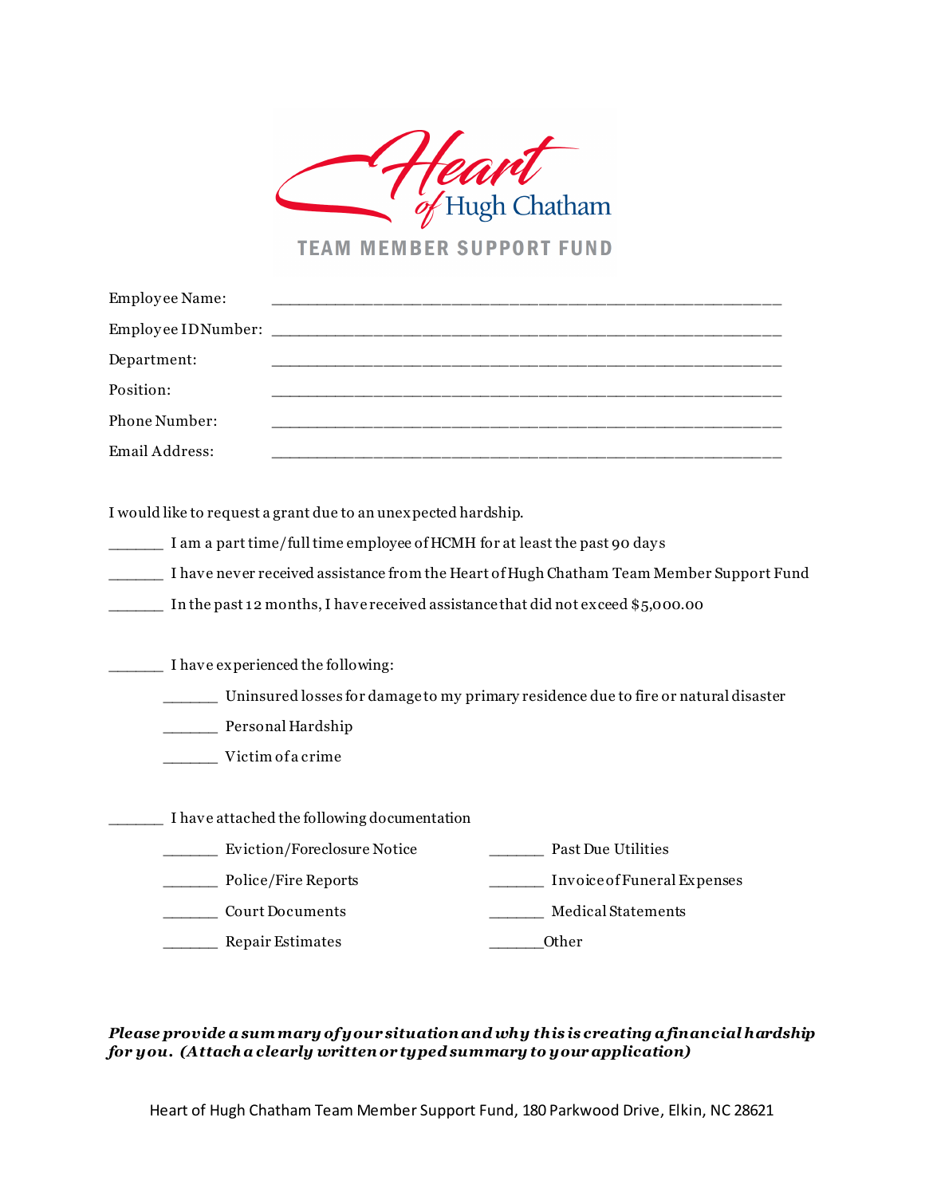# Heart of Hugh Chatham

## TEAM MEMBER SUPPORT FUND

Employee Name: ________________________________________________________

Employee ID Number: ________________________________________________________

Department: ________________________________________________________

Position: ________________________________________________________

Phone Number: ________________________________________________________

Email Address: ________________________________________________________

I would like to request a grant due to an unexpected hardship.

______ I am a part time/full time employee of HCMH for at least the past 90 days

______ I have never received assistance from the Heart of Hugh Chatham Team Member Support Fund

______ In the past 12 months, I have received assistance that did not exceed $5,000.00

______ I have experienced the following:

- ______ Uninsured losses for damage to my primary residence due to fire or natural disaster
- ______ Personal Hardship
- ______ Victim of a crime

______ I have attached the following documentation

- ______ Eviction/Foreclosure Notice
- ______ Police/Fire Reports
- ______ Court Documents
- ______ Repair Estimates
- ______ Past Due Utilities
- ______ Invoice of Funeral Expenses
- ______ Medical Statements
- ______Other

***Please provide a summary of your situation and why this is creating a financial hardship for you. (Attach a clearly written or typed summary to your application)***

Heart of Hugh Chatham Team Member Support Fund, 180 Parkwood Drive, Elkin, NC 28621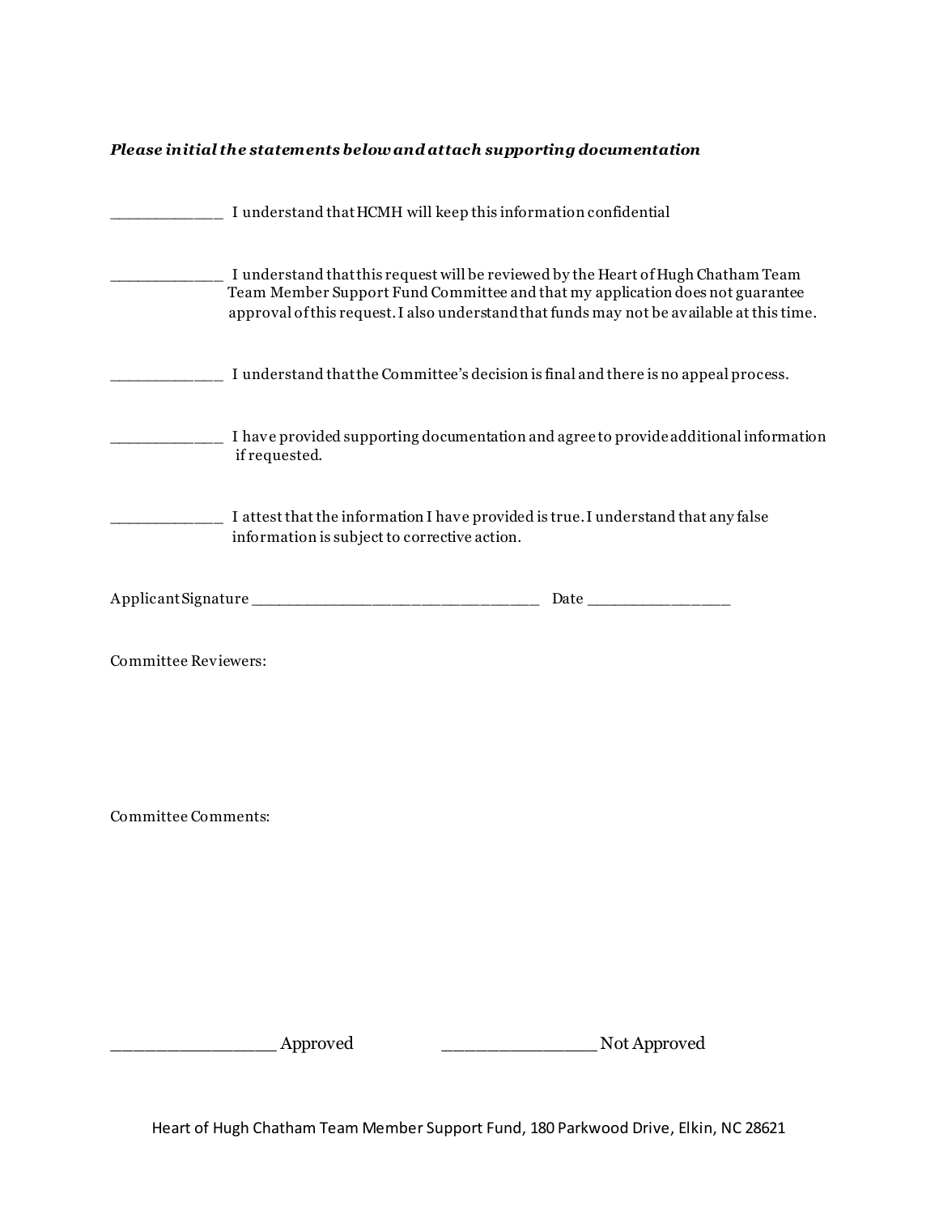***Please initial the statements below and attach supporting documentation***

_____________ I understand that HCMH will keep this information confidential

_____________ I understand that this request will be reviewed by the Heart of Hugh Chatham Team Team Member Support Fund Committee and that my application does not guarantee approval of this request. I also understand that funds may not be available at this time.

_____________ I understand that the Committee's decision is final and there is no appeal process.

_____________ I have provided supporting documentation and agree to provide additional information if requested.

_____________ I attest that the information I have provided is true. I understand that any false information is subject to corrective action.

Applicant Signature ________________________________ Date ________________

Committee Reviewers:

Committee Comments:

________________ Approved                ________________ Not Approved

Heart of Hugh Chatham Team Member Support Fund, 180 Parkwood Drive, Elkin, NC 28621